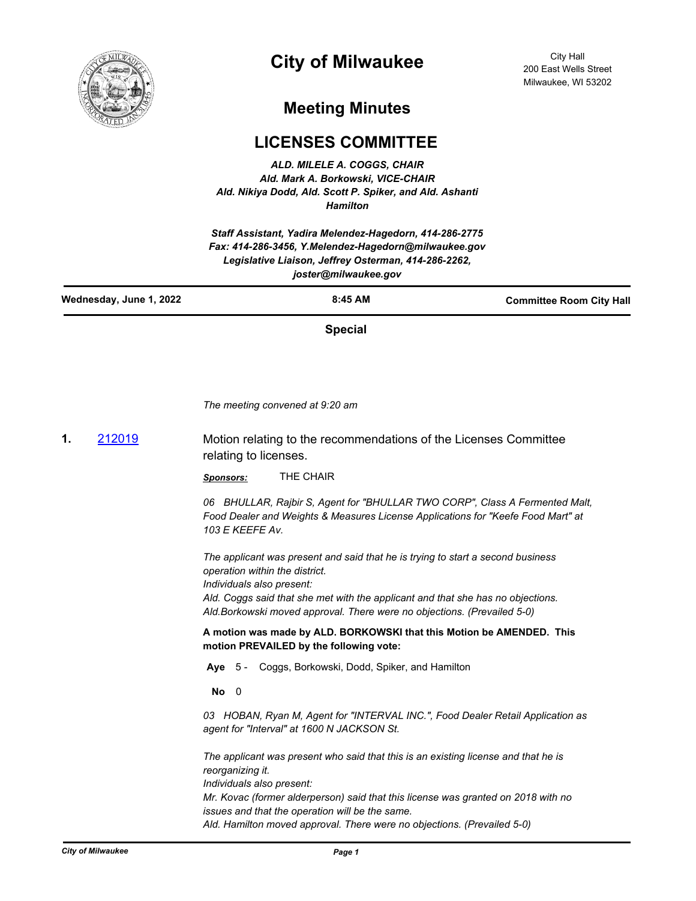# City of Milwaukee

City Hall
200 East Wells Street
Milwaukee, WI 53202

## Meeting Minutes

## LICENSES COMMITTEE

*ALD. MILELE A. COGGS, CHAIR*
*Ald. Mark A. Borkowski, VICE-CHAIR*
*Ald. Nikiya Dodd, Ald. Scott P. Spiker, and Ald. Ashanti Hamilton*

*Staff Assistant, Yadira Melendez-Hagedorn, 414-286-2775*
*Fax: 414-286-3456, Y.Melendez-Hagedorn@milwaukee.gov*
*Legislative Liaison, Jeffrey Osterman, 414-286-2262, joster@milwaukee.gov*

**Wednesday, June 1, 2022** | **8:45 AM** | **Committee Room City Hall**

**Special**

*The meeting convened at 9:20 am*

**1.** 212019 — Motion relating to the recommendations of the Licenses Committee relating to licenses.

***Sponsors:*** THE CHAIR

*06 BHULLAR, Rajbir S, Agent for "BHULLAR TWO CORP", Class A Fermented Malt, Food Dealer and Weights & Measures License Applications for "Keefe Food Mart" at 103 E KEEFE Av.*

*The applicant was present and said that he is trying to start a second business operation within the district.*
*Individuals also present:*
*Ald. Coggs said that she met with the applicant and that she has no objections.*
*Ald.Borkowski moved approval. There were no objections. (Prevailed 5-0)*

**A motion was made by ALD. BORKOWSKI that this Motion be AMENDED. This motion PREVAILED by the following vote:**

**Aye** 5 - Coggs, Borkowski, Dodd, Spiker, and Hamilton

**No** 0

*03 HOBAN, Ryan M, Agent for "INTERVAL INC.", Food Dealer Retail Application as agent for "Interval" at 1600 N JACKSON St.*

*The applicant was present who said that this is an existing license and that he is reorganizing it.*
*Individuals also present:*
*Mr. Kovac (former alderperson) said that this license was granted on 2018 with no issues and that the operation will be the same.*
*Ald. Hamilton moved approval. There were no objections. (Prevailed 5-0)*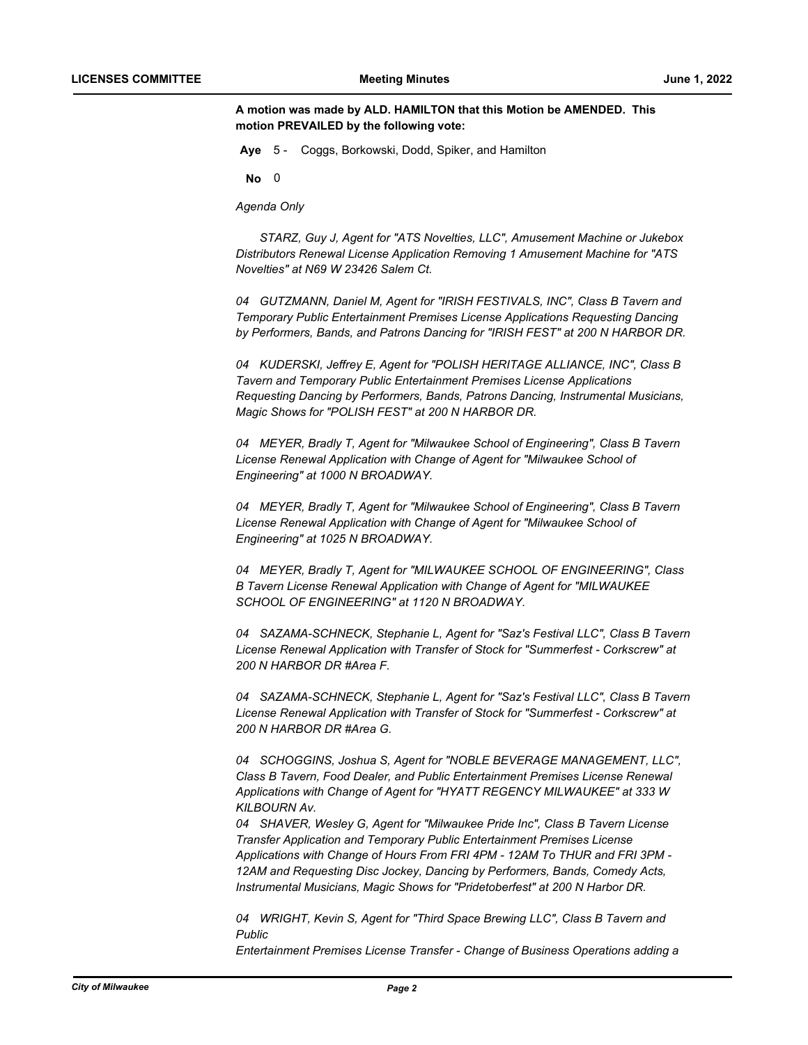**A motion was made by ALD. HAMILTON that this Motion be AMENDED. This motion PREVAILED by the following vote:**

**Aye** 5 - Coggs, Borkowski, Dodd, Spiker, and Hamilton

**No** 0

*Agenda Only*

*STARZ, Guy J, Agent for "ATS Novelties, LLC", Amusement Machine or Jukebox Distributors Renewal License Application Removing 1 Amusement Machine for "ATS Novelties" at N69 W 23426 Salem Ct.*

*04 GUTZMANN, Daniel M, Agent for "IRISH FESTIVALS, INC", Class B Tavern and Temporary Public Entertainment Premises License Applications Requesting Dancing by Performers, Bands, and Patrons Dancing for "IRISH FEST" at 200 N HARBOR DR.*

*04 KUDERSKI, Jeffrey E, Agent for "POLISH HERITAGE ALLIANCE, INC", Class B Tavern and Temporary Public Entertainment Premises License Applications Requesting Dancing by Performers, Bands, Patrons Dancing, Instrumental Musicians, Magic Shows for "POLISH FEST" at 200 N HARBOR DR.*

*04 MEYER, Bradly T, Agent for "Milwaukee School of Engineering", Class B Tavern License Renewal Application with Change of Agent for "Milwaukee School of Engineering" at 1000 N BROADWAY.*

*04 MEYER, Bradly T, Agent for "Milwaukee School of Engineering", Class B Tavern License Renewal Application with Change of Agent for "Milwaukee School of Engineering" at 1025 N BROADWAY.*

*04 MEYER, Bradly T, Agent for "MILWAUKEE SCHOOL OF ENGINEERING", Class B Tavern License Renewal Application with Change of Agent for "MILWAUKEE SCHOOL OF ENGINEERING" at 1120 N BROADWAY.*

*04 SAZAMA-SCHNECK, Stephanie L, Agent for "Saz's Festival LLC", Class B Tavern License Renewal Application with Transfer of Stock for "Summerfest - Corkscrew" at 200 N HARBOR DR #Area F.*

*04 SAZAMA-SCHNECK, Stephanie L, Agent for "Saz's Festival LLC", Class B Tavern License Renewal Application with Transfer of Stock for "Summerfest - Corkscrew" at 200 N HARBOR DR #Area G.*

*04 SCHOGGINS, Joshua S, Agent for "NOBLE BEVERAGE MANAGEMENT, LLC", Class B Tavern, Food Dealer, and Public Entertainment Premises License Renewal Applications with Change of Agent for "HYATT REGENCY MILWAUKEE" at 333 W KILBOURN Av.*

*04 SHAVER, Wesley G, Agent for "Milwaukee Pride Inc", Class B Tavern License Transfer Application and Temporary Public Entertainment Premises License Applications with Change of Hours From FRI 4PM - 12AM To THUR and FRI 3PM - 12AM and Requesting Disc Jockey, Dancing by Performers, Bands, Comedy Acts, Instrumental Musicians, Magic Shows for "Pridetoberfest" at 200 N Harbor DR.*

*04 WRIGHT, Kevin S, Agent for "Third Space Brewing LLC", Class B Tavern and Public Entertainment Premises License Transfer - Change of Business Operations adding a*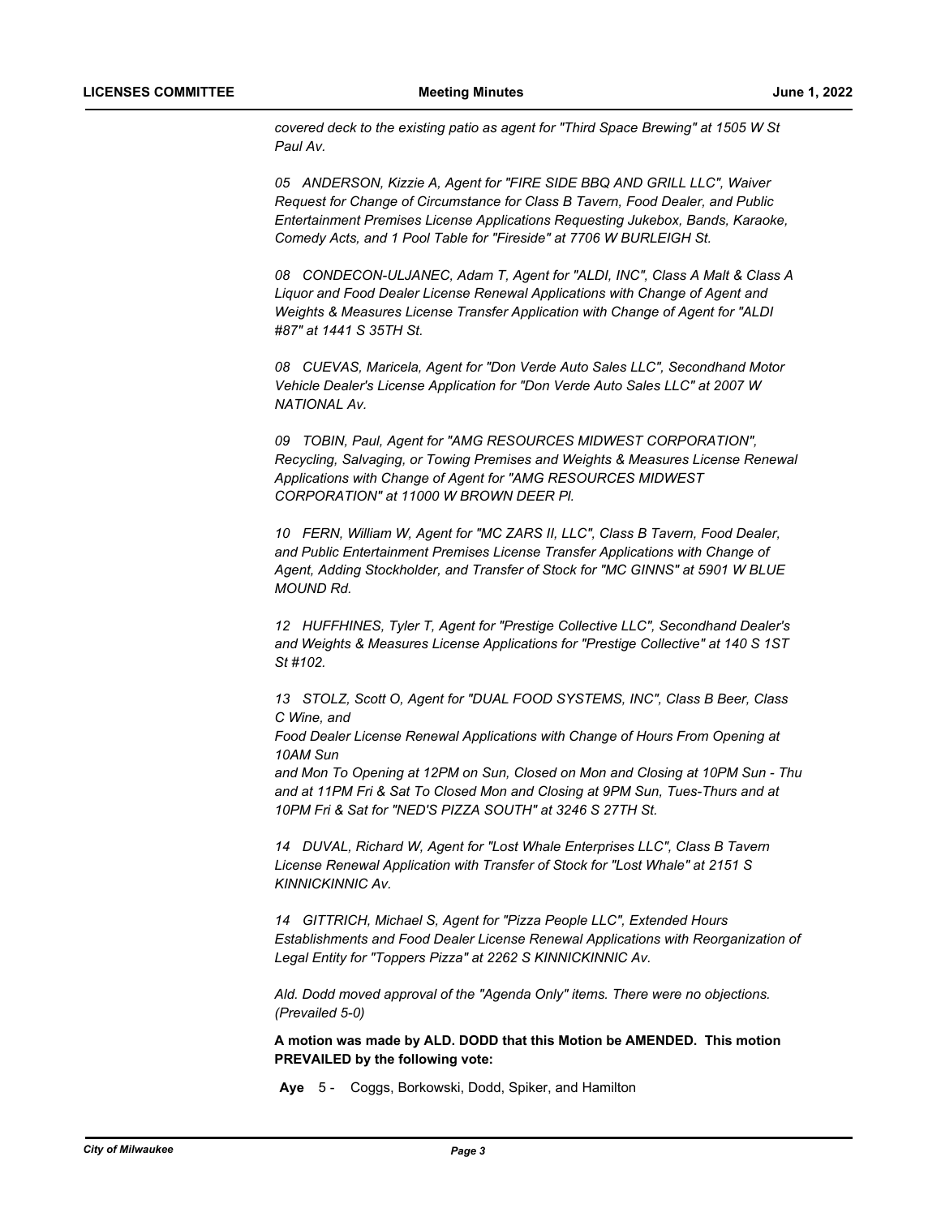*covered deck to the existing patio as agent for "Third Space Brewing" at 1505 W St Paul Av.*

*05 ANDERSON, Kizzie A, Agent for "FIRE SIDE BBQ AND GRILL LLC", Waiver Request for Change of Circumstance for Class B Tavern, Food Dealer, and Public Entertainment Premises License Applications Requesting Jukebox, Bands, Karaoke, Comedy Acts, and 1 Pool Table for "Fireside" at 7706 W BURLEIGH St.*

*08 CONDECON-ULJANEC, Adam T, Agent for "ALDI, INC", Class A Malt & Class A Liquor and Food Dealer License Renewal Applications with Change of Agent and Weights & Measures License Transfer Application with Change of Agent for "ALDI #87" at 1441 S 35TH St.*

*08 CUEVAS, Maricela, Agent for "Don Verde Auto Sales LLC", Secondhand Motor Vehicle Dealer's License Application for "Don Verde Auto Sales LLC" at 2007 W NATIONAL Av.*

*09 TOBIN, Paul, Agent for "AMG RESOURCES MIDWEST CORPORATION", Recycling, Salvaging, or Towing Premises and Weights & Measures License Renewal Applications with Change of Agent for "AMG RESOURCES MIDWEST CORPORATION" at 11000 W BROWN DEER Pl.*

*10 FERN, William W, Agent for "MC ZARS II, LLC", Class B Tavern, Food Dealer, and Public Entertainment Premises License Transfer Applications with Change of Agent, Adding Stockholder, and Transfer of Stock for "MC GINNS" at 5901 W BLUE MOUND Rd.*

*12 HUFFHINES, Tyler T, Agent for "Prestige Collective LLC", Secondhand Dealer's and Weights & Measures License Applications for "Prestige Collective" at 140 S 1ST St #102.*

*13 STOLZ, Scott O, Agent for "DUAL FOOD SYSTEMS, INC", Class B Beer, Class C Wine, and*
*Food Dealer License Renewal Applications with Change of Hours From Opening at 10AM Sun*
*and Mon To Opening at 12PM on Sun, Closed on Mon and Closing at 10PM Sun - Thu and at 11PM Fri & Sat To Closed Mon and Closing at 9PM Sun, Tues-Thurs and at 10PM Fri & Sat for "NED'S PIZZA SOUTH" at 3246 S 27TH St.*

*14 DUVAL, Richard W, Agent for "Lost Whale Enterprises LLC", Class B Tavern License Renewal Application with Transfer of Stock for "Lost Whale" at 2151 S KINNICKINNIC Av.*

*14 GITTRICH, Michael S, Agent for "Pizza People LLC", Extended Hours Establishments and Food Dealer License Renewal Applications with Reorganization of Legal Entity for "Toppers Pizza" at 2262 S KINNICKINNIC Av.*

*Ald. Dodd moved approval of the "Agenda Only" items. There were no objections. (Prevailed 5-0)*

**A motion was made by ALD. DODD that this Motion be AMENDED. This motion PREVAILED by the following vote:**

**Aye** 5 - Coggs, Borkowski, Dodd, Spiker, and Hamilton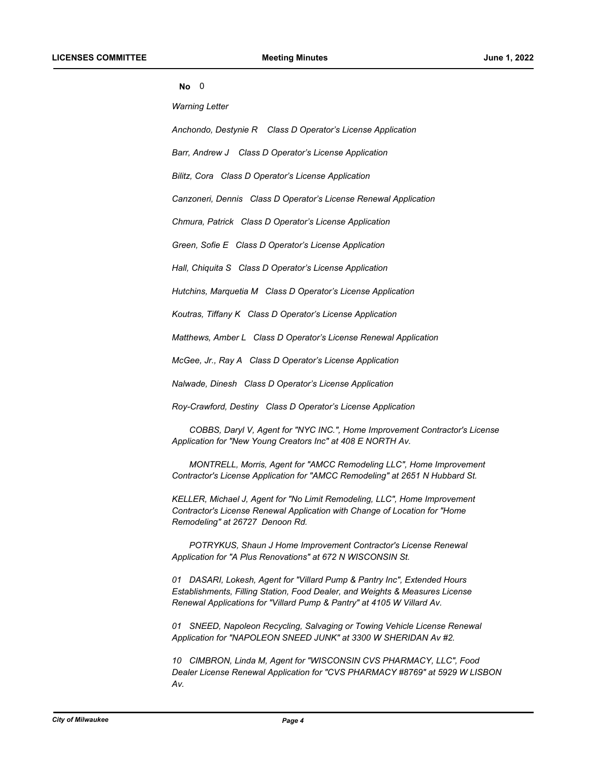**No** 0

*Warning Letter*

*Anchondo, Destynie R  Class D Operator's License Application*

*Barr, Andrew J  Class D Operator's License Application*

*Bilitz, Cora  Class D Operator's License Application*

*Canzoneri, Dennis  Class D Operator's License Renewal Application*

*Chmura, Patrick  Class D Operator's License Application*

*Green, Sofie E  Class D Operator's License Application*

*Hall, Chiquita S  Class D Operator's License Application*

*Hutchins, Marquetia M  Class D Operator's License Application*

*Koutras, Tiffany K  Class D Operator's License Application*

*Matthews, Amber L  Class D Operator's License Renewal Application*

*McGee, Jr., Ray A  Class D Operator's License Application*

*Nalwade, Dinesh  Class D Operator's License Application*

*Roy-Crawford, Destiny  Class D Operator's License Application*

*COBBS, Daryl V, Agent for "NYC INC.", Home Improvement Contractor's License Application for "New Young Creators Inc" at 408 E NORTH Av.*

*MONTRELL, Morris, Agent for "AMCC Remodeling LLC", Home Improvement Contractor's License Application for "AMCC Remodeling" at 2651 N Hubbard St.*

*KELLER, Michael J, Agent for "No Limit Remodeling, LLC", Home Improvement Contractor's License Renewal Application with Change of Location for "Home Remodeling" at 26727 Denoon Rd.*

*POTRYKUS, Shaun J Home Improvement Contractor's License Renewal Application for "A Plus Renovations" at 672 N WISCONSIN St.*

*01 DASARI, Lokesh, Agent for "Villard Pump & Pantry Inc", Extended Hours Establishments, Filling Station, Food Dealer, and Weights & Measures License Renewal Applications for "Villard Pump & Pantry" at 4105 W Villard Av.*

*01 SNEED, Napoleon Recycling, Salvaging or Towing Vehicle License Renewal Application for "NAPOLEON SNEED JUNK" at 3300 W SHERIDAN Av #2.*

*10 CIMBRON, Linda M, Agent for "WISCONSIN CVS PHARMACY, LLC", Food Dealer License Renewal Application for "CVS PHARMACY #8769" at 5929 W LISBON Av.*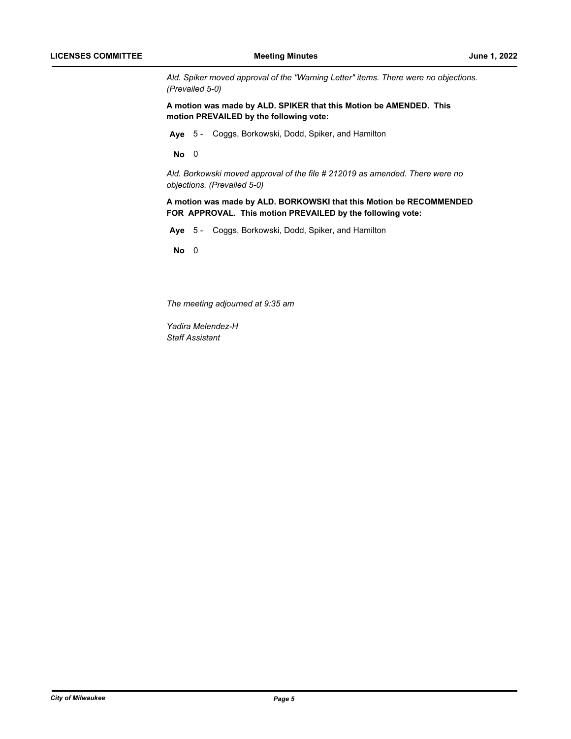*Ald. Spiker moved approval of the "Warning Letter" items. There were no objections. (Prevailed 5-0)*

**A motion was made by ALD. SPIKER that this Motion be AMENDED. This motion PREVAILED by the following vote:**

**Aye** 5 - Coggs, Borkowski, Dodd, Spiker, and Hamilton

**No** 0

*Ald. Borkowski moved approval of the file # 212019 as amended. There were no objections. (Prevailed 5-0)*

**A motion was made by ALD. BORKOWSKI that this Motion be RECOMMENDED FOR APPROVAL. This motion PREVAILED by the following vote:**

**Aye** 5 - Coggs, Borkowski, Dodd, Spiker, and Hamilton

**No** 0

*The meeting adjourned at 9:35 am*

*Yadira Melendez-H*
*Staff Assistant*